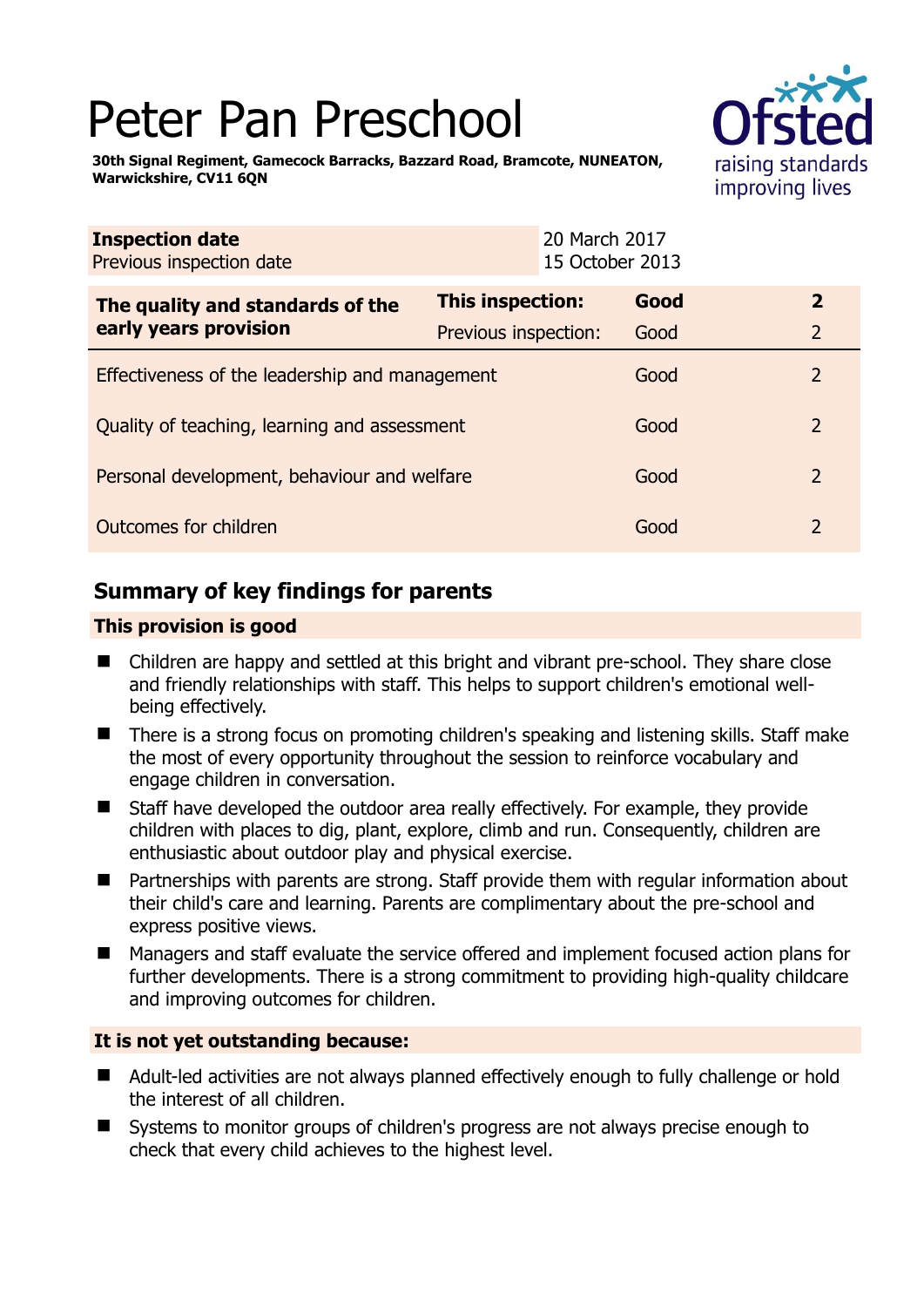# Peter Pan Preschool

**30th Signal Regiment, Gamecock Barracks, Bazzard Road, Bramcote, NUNEATON, Warwickshire, CV11 6QN**

| **Inspection date** | 20 March 2017 |
|---|---|
| Previous inspection date | 15 October 2013 |

| **The quality and standards of the early years provision** | **This inspection:** | **Good** | **2** |
|---|---|---|---|
| | Previous inspection: | Good | 2 |
| Effectiveness of the leadership and management | | Good | 2 |
| Quality of teaching, learning and assessment | | Good | 2 |
| Personal development, behaviour and welfare | | Good | 2 |
| Outcomes for children | | Good | 2 |

## Summary of key findings for parents

### This provision is good

- Children are happy and settled at this bright and vibrant pre-school. They share close and friendly relationships with staff. This helps to support children's emotional well-being effectively.
- There is a strong focus on promoting children's speaking and listening skills. Staff make the most of every opportunity throughout the session to reinforce vocabulary and engage children in conversation.
- Staff have developed the outdoor area really effectively. For example, they provide children with places to dig, plant, explore, climb and run. Consequently, children are enthusiastic about outdoor play and physical exercise.
- Partnerships with parents are strong. Staff provide them with regular information about their child's care and learning. Parents are complimentary about the pre-school and express positive views.
- Managers and staff evaluate the service offered and implement focused action plans for further developments. There is a strong commitment to providing high-quality childcare and improving outcomes for children.

### It is not yet outstanding because:

- Adult-led activities are not always planned effectively enough to fully challenge or hold the interest of all children.
- Systems to monitor groups of children's progress are not always precise enough to check that every child achieves to the highest level.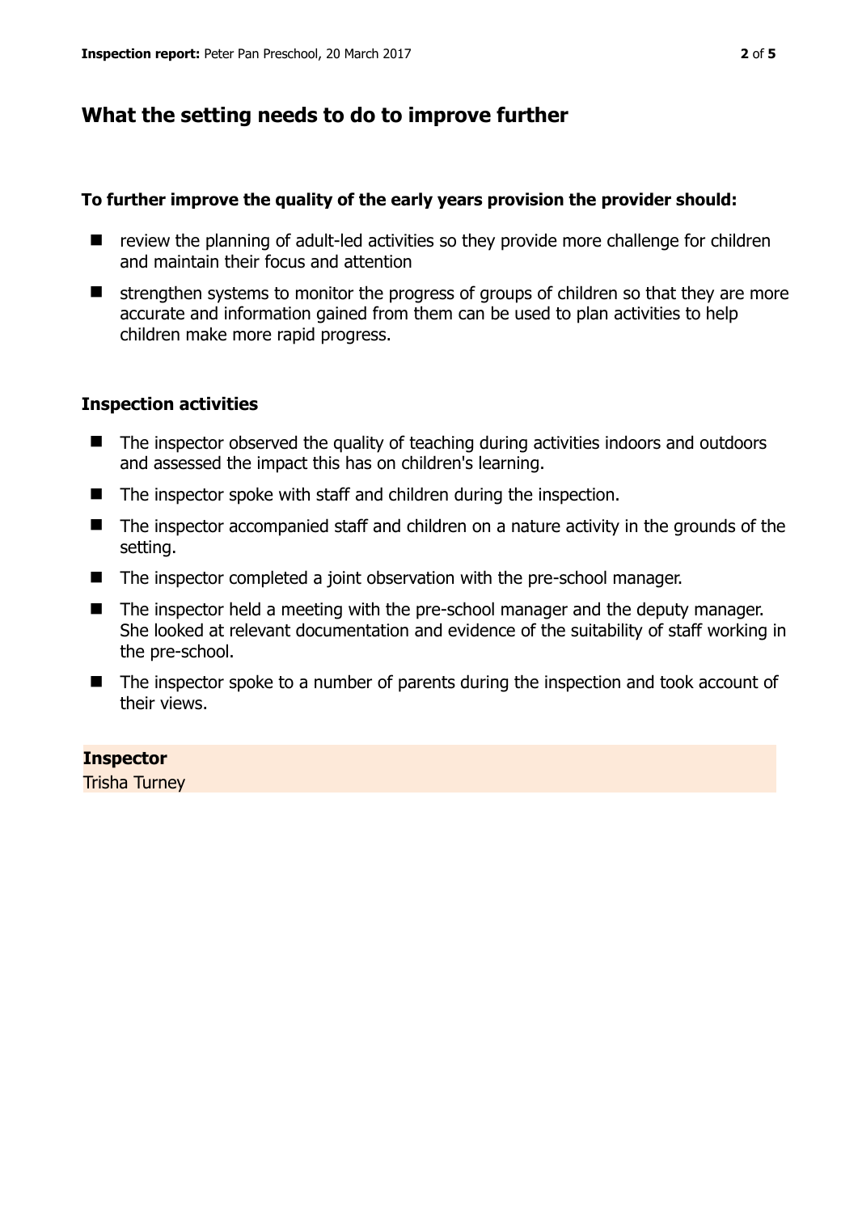## What the setting needs to do to improve further

**To further improve the quality of the early years provision the provider should:**

- review the planning of adult-led activities so they provide more challenge for children and maintain their focus and attention
- strengthen systems to monitor the progress of groups of children so that they are more accurate and information gained from them can be used to plan activities to help children make more rapid progress.

### Inspection activities

- The inspector observed the quality of teaching during activities indoors and outdoors and assessed the impact this has on children's learning.
- The inspector spoke with staff and children during the inspection.
- The inspector accompanied staff and children on a nature activity in the grounds of the setting.
- The inspector completed a joint observation with the pre-school manager.
- The inspector held a meeting with the pre-school manager and the deputy manager. She looked at relevant documentation and evidence of the suitability of staff working in the pre-school.
- The inspector spoke to a number of parents during the inspection and took account of their views.

**Inspector**
Trisha Turney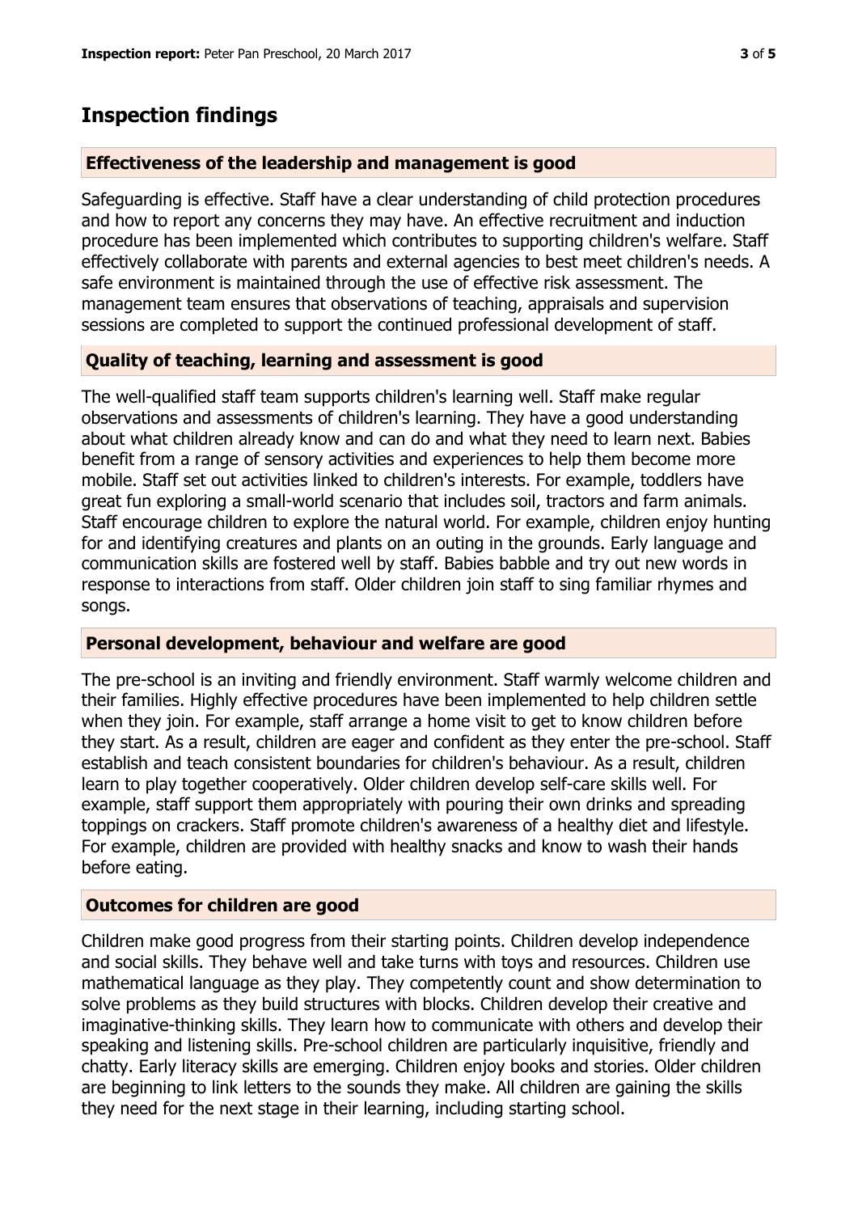## Inspection findings

### Effectiveness of the leadership and management is good

Safeguarding is effective. Staff have a clear understanding of child protection procedures and how to report any concerns they may have. An effective recruitment and induction procedure has been implemented which contributes to supporting children's welfare. Staff effectively collaborate with parents and external agencies to best meet children's needs. A safe environment is maintained through the use of effective risk assessment. The management team ensures that observations of teaching, appraisals and supervision sessions are completed to support the continued professional development of staff.

### Quality of teaching, learning and assessment is good

The well-qualified staff team supports children's learning well. Staff make regular observations and assessments of children's learning. They have a good understanding about what children already know and can do and what they need to learn next. Babies benefit from a range of sensory activities and experiences to help them become more mobile. Staff set out activities linked to children's interests. For example, toddlers have great fun exploring a small-world scenario that includes soil, tractors and farm animals. Staff encourage children to explore the natural world. For example, children enjoy hunting for and identifying creatures and plants on an outing in the grounds. Early language and communication skills are fostered well by staff. Babies babble and try out new words in response to interactions from staff. Older children join staff to sing familiar rhymes and songs.

### Personal development, behaviour and welfare are good

The pre-school is an inviting and friendly environment. Staff warmly welcome children and their families. Highly effective procedures have been implemented to help children settle when they join. For example, staff arrange a home visit to get to know children before they start. As a result, children are eager and confident as they enter the pre-school. Staff establish and teach consistent boundaries for children's behaviour. As a result, children learn to play together cooperatively. Older children develop self-care skills well. For example, staff support them appropriately with pouring their own drinks and spreading toppings on crackers. Staff promote children's awareness of a healthy diet and lifestyle. For example, children are provided with healthy snacks and know to wash their hands before eating.

### Outcomes for children are good

Children make good progress from their starting points. Children develop independence and social skills. They behave well and take turns with toys and resources. Children use mathematical language as they play. They competently count and show determination to solve problems as they build structures with blocks. Children develop their creative and imaginative-thinking skills. They learn how to communicate with others and develop their speaking and listening skills. Pre-school children are particularly inquisitive, friendly and chatty. Early literacy skills are emerging. Children enjoy books and stories. Older children are beginning to link letters to the sounds they make. All children are gaining the skills they need for the next stage in their learning, including starting school.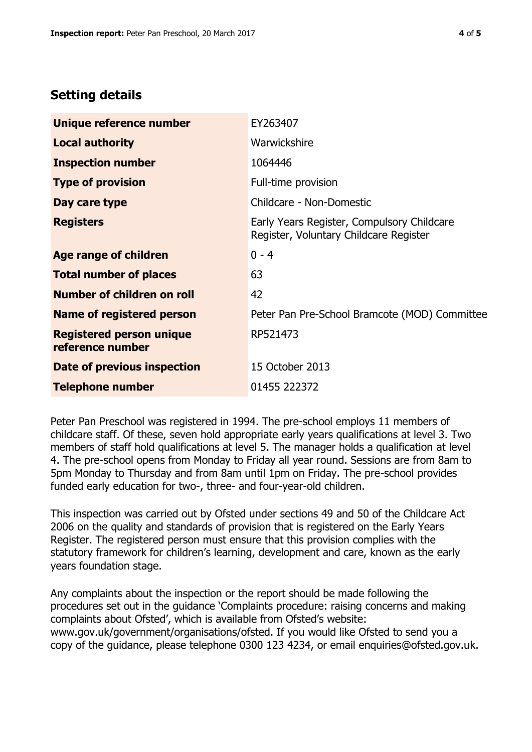## Setting details

| | |
|---|---|
| **Unique reference number** | EY263407 |
| **Local authority** | Warwickshire |
| **Inspection number** | 1064446 |
| **Type of provision** | Full-time provision |
| **Day care type** | Childcare - Non-Domestic |
| **Registers** | Early Years Register, Compulsory Childcare Register, Voluntary Childcare Register |
| **Age range of children** | 0 - 4 |
| **Total number of places** | 63 |
| **Number of children on roll** | 42 |
| **Name of registered person** | Peter Pan Pre-School Bramcote (MOD) Committee |
| **Registered person unique reference number** | RP521473 |
| **Date of previous inspection** | 15 October 2013 |
| **Telephone number** | 01455 222372 |

Peter Pan Preschool was registered in 1994. The pre-school employs 11 members of childcare staff. Of these, seven hold appropriate early years qualifications at level 3. Two members of staff hold qualifications at level 5. The manager holds a qualification at level 4. The pre-school opens from Monday to Friday all year round. Sessions are from 8am to 5pm Monday to Thursday and from 8am until 1pm on Friday. The pre-school provides funded early education for two-, three- and four-year-old children.

This inspection was carried out by Ofsted under sections 49 and 50 of the Childcare Act 2006 on the quality and standards of provision that is registered on the Early Years Register. The registered person must ensure that this provision complies with the statutory framework for children's learning, development and care, known as the early years foundation stage.

Any complaints about the inspection or the report should be made following the procedures set out in the guidance 'Complaints procedure: raising concerns and making complaints about Ofsted', which is available from Ofsted's website: www.gov.uk/government/organisations/ofsted. If you would like Ofsted to send you a copy of the guidance, please telephone 0300 123 4234, or email enquiries@ofsted.gov.uk.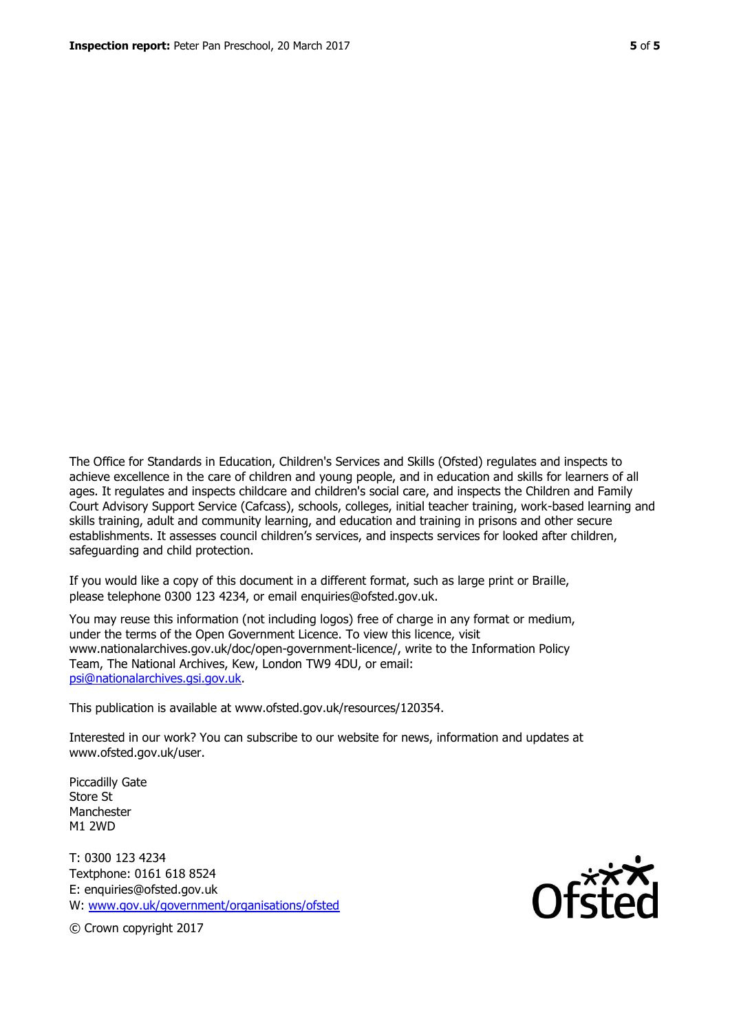The Office for Standards in Education, Children's Services and Skills (Ofsted) regulates and inspects to achieve excellence in the care of children and young people, and in education and skills for learners of all ages. It regulates and inspects childcare and children's social care, and inspects the Children and Family Court Advisory Support Service (Cafcass), schools, colleges, initial teacher training, work-based learning and skills training, adult and community learning, and education and training in prisons and other secure establishments. It assesses council children's services, and inspects services for looked after children, safeguarding and child protection.

If you would like a copy of this document in a different format, such as large print or Braille, please telephone 0300 123 4234, or email enquiries@ofsted.gov.uk.

You may reuse this information (not including logos) free of charge in any format or medium, under the terms of the Open Government Licence. To view this licence, visit www.nationalarchives.gov.uk/doc/open-government-licence/, write to the Information Policy Team, The National Archives, Kew, London TW9 4DU, or email: psi@nationalarchives.gsi.gov.uk.

This publication is available at www.ofsted.gov.uk/resources/120354.

Interested in our work? You can subscribe to our website for news, information and updates at www.ofsted.gov.uk/user.

Piccadilly Gate
Store St
Manchester
M1 2WD

T: 0300 123 4234
Textphone: 0161 618 8524
E: enquiries@ofsted.gov.uk
W: www.gov.uk/government/organisations/ofsted

© Crown copyright 2017